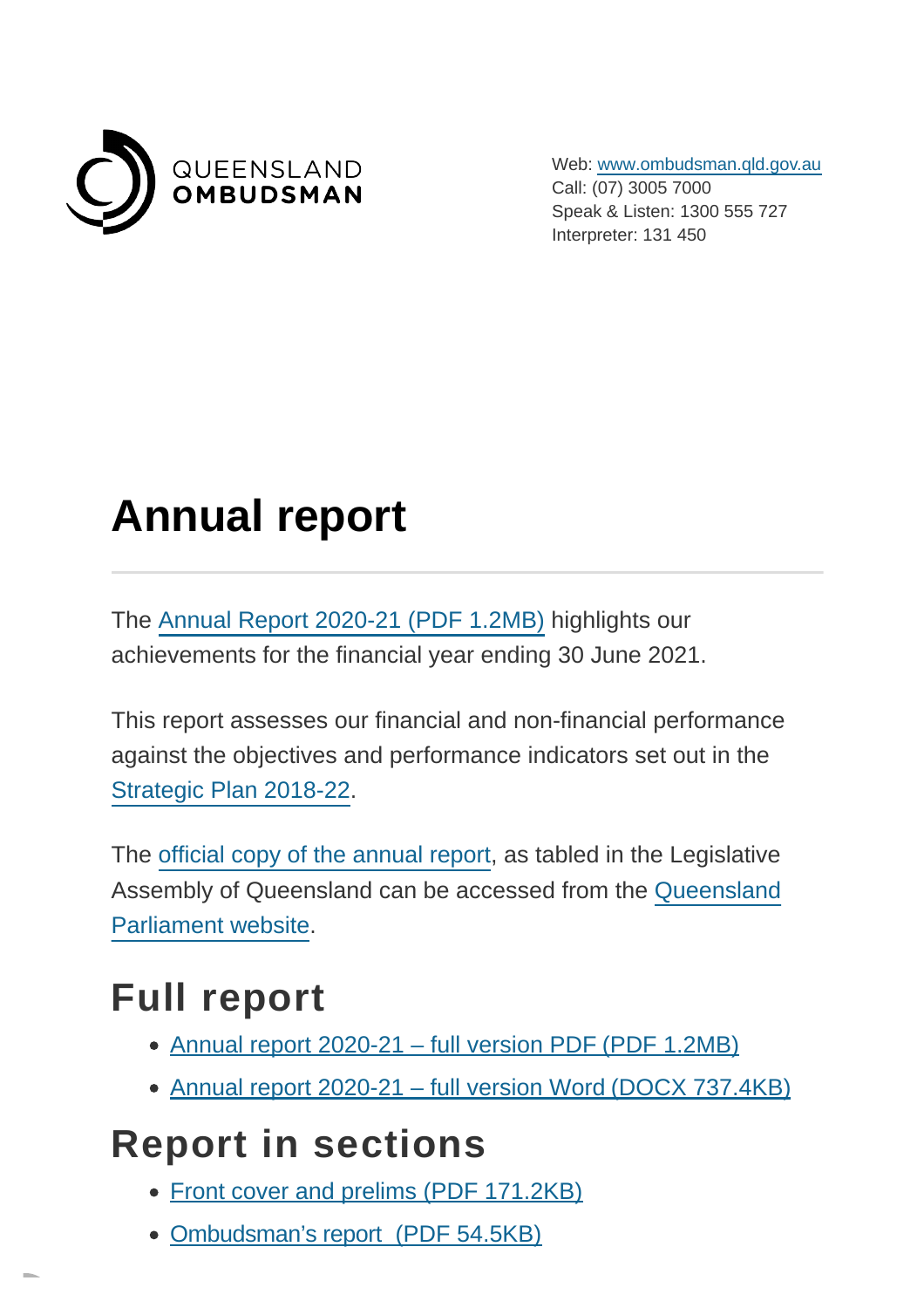QUEENSLAND
**OMBUDSMAN**

Web: www.ombudsman.qld.gov.au
Call: (07) 3005 7000
Speak & Listen: 1300 555 727
Interpreter: 131 450

# Annual report

The Annual Report 2020-21 (PDF 1.2MB) highlights our achievements for the financial year ending 30 June 2021.

This report assesses our financial and non-financial performance against the objectives and performance indicators set out in the Strategic Plan 2018-22.

The official copy of the annual report, as tabled in the Legislative Assembly of Queensland can be accessed from the Queensland Parliament website.

## Full report

- Annual report 2020-21 – full version PDF (PDF 1.2MB)
- Annual report 2020-21 – full version Word (DOCX 737.4KB)

## Report in sections

- Front cover and prelims (PDF 171.2KB)
- Ombudsman's report  (PDF 54.5KB)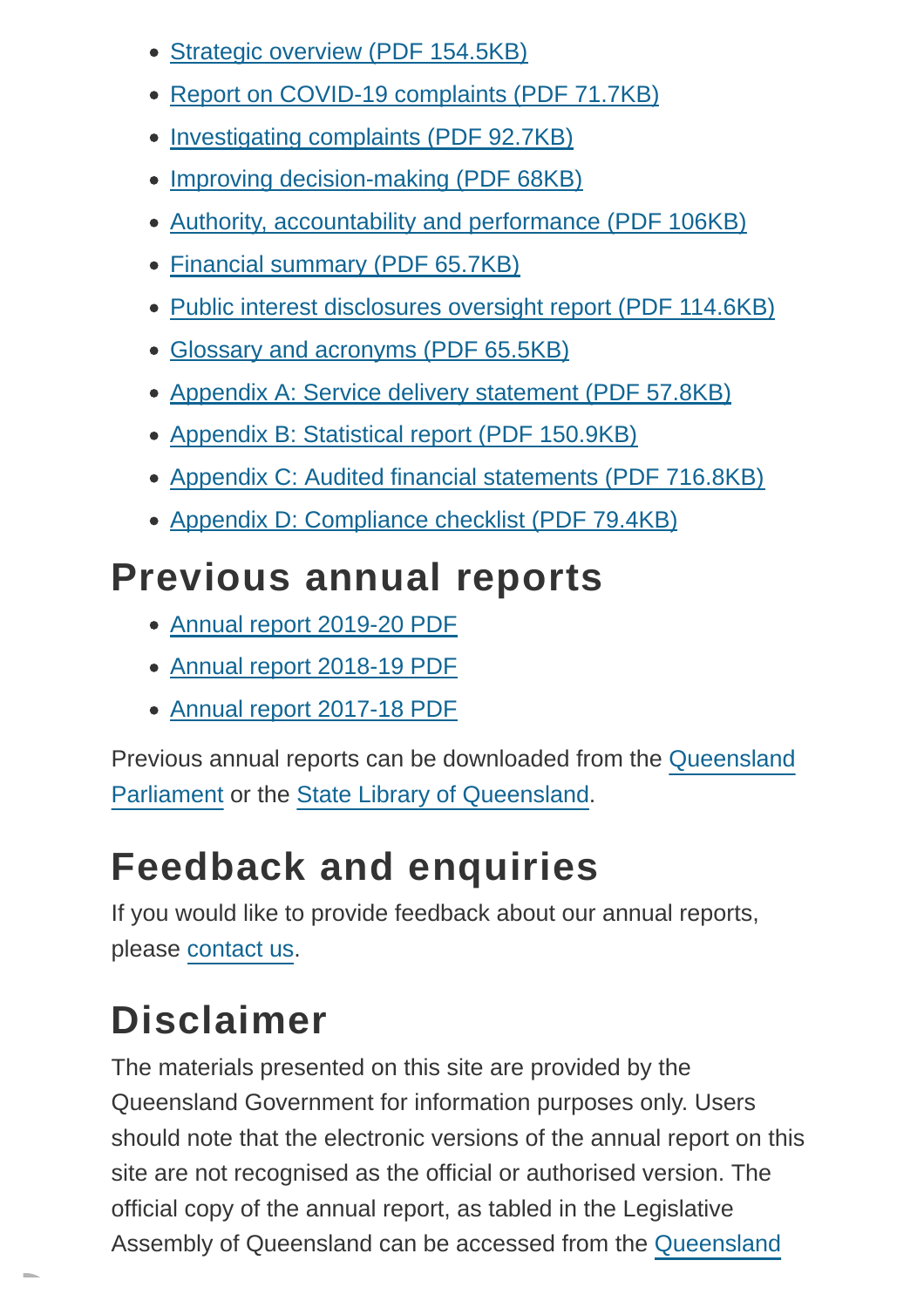- Strategic overview (PDF 154.5KB)
- Report on COVID-19 complaints (PDF 71.7KB)
- Investigating complaints (PDF 92.7KB)
- Improving decision-making (PDF 68KB)
- Authority, accountability and performance (PDF 106KB)
- Financial summary (PDF 65.7KB)
- Public interest disclosures oversight report (PDF 114.6KB)
- Glossary and acronyms (PDF 65.5KB)
- Appendix A: Service delivery statement (PDF 57.8KB)
- Appendix B: Statistical report (PDF 150.9KB)
- Appendix C: Audited financial statements (PDF 716.8KB)
- Appendix D: Compliance checklist (PDF 79.4KB)

## Previous annual reports

- Annual report 2019-20 PDF
- Annual report 2018-19 PDF
- Annual report 2017-18 PDF

Previous annual reports can be downloaded from the Queensland Parliament or the State Library of Queensland.

## Feedback and enquiries

If you would like to provide feedback about our annual reports, please contact us.

## Disclaimer

The materials presented on this site are provided by the Queensland Government for information purposes only. Users should note that the electronic versions of the annual report on this site are not recognised as the official or authorised version. The official copy of the annual report, as tabled in the Legislative Assembly of Queensland can be accessed from the Queensland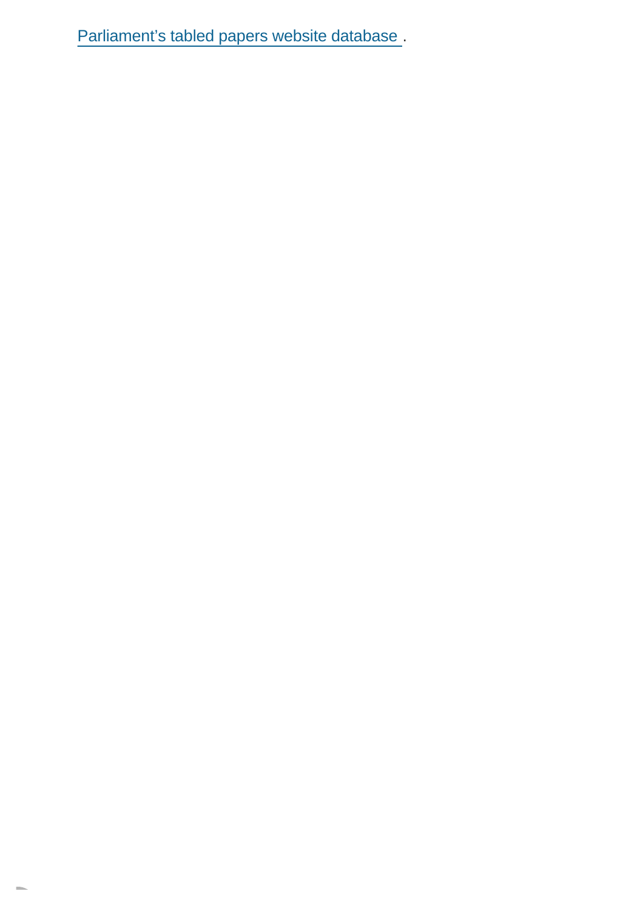Parliament’s tabled papers website database .